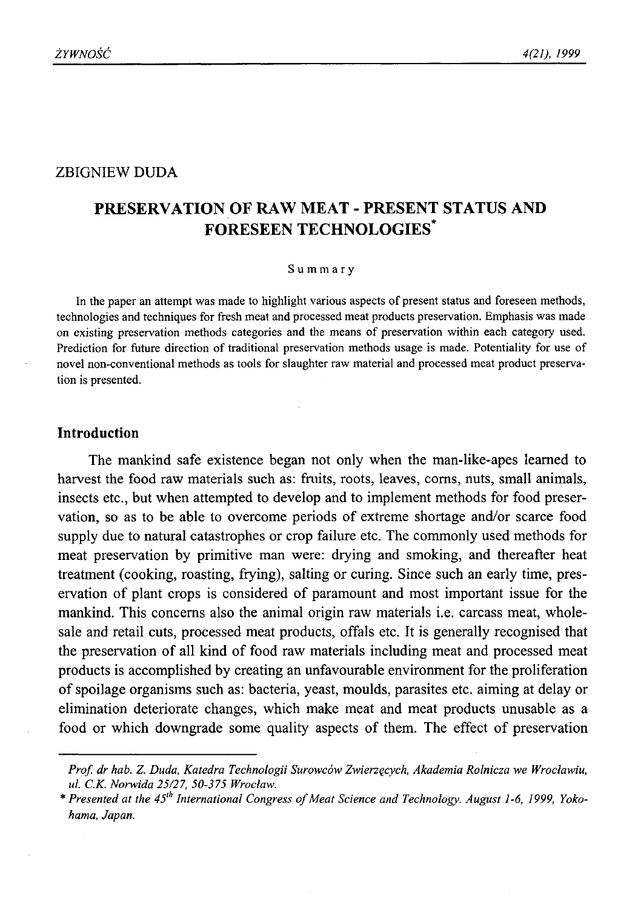ZBIGNIEW DUDA

# PRESERVATION OF RAW MEAT - PRESENT STATUS AND FORESEEN TECHNOLOGIES*

Summary

In the paper an attempt was made to highlight various aspects of present status and foreseen methods, technologies and techniques for fresh meat and processed meat products preservation. Emphasis was made on existing preservation methods categories and the means of preservation within each category used. Prediction for future direction of traditional preservation methods usage is made. Potentiality for use of novel non-conventional methods as tools for slaughter raw material and processed meat product preservation is presented.

## Introduction

The mankind safe existence began not only when the man-like-apes learned to harvest the food raw materials such as: fruits, roots, leaves, corns, nuts, small animals, insects etc., but when attempted to develop and to implement methods for food preservation, so as to be able to overcome periods of extreme shortage and/or scarce food supply due to natural catastrophes or crop failure etc. The commonly used methods for meat preservation by primitive man were: drying and smoking, and thereafter heat treatment (cooking, roasting, frying), salting or curing. Since such an early time, preservation of plant crops is considered of paramount and most important issue for the mankind. This concerns also the animal origin raw materials i.e. carcass meat, wholesale and retail cuts, processed meat products, offals etc. It is generally recognised that the preservation of all kind of food raw materials including meat and processed meat products is accomplished by creating an unfavourable environment for the proliferation of spoilage organisms such as: bacteria, yeast, moulds, parasites etc. aiming at delay or elimination deteriorate changes, which make meat and meat products unusable as a food or which downgrade some quality aspects of them. The effect of preservation

---

*Prof. dr hab. Z. Duda, Katedra Technologii Surowców Zwierzęcych, Akademia Rolnicza we Wrocławiu, ul. C.K. Norwida 25/27, 50-375 Wrocław.*

\* *Presented at the 45[th] International Congress of Meat Science and Technology. August 1-6, 1999, Yokohama, Japan.*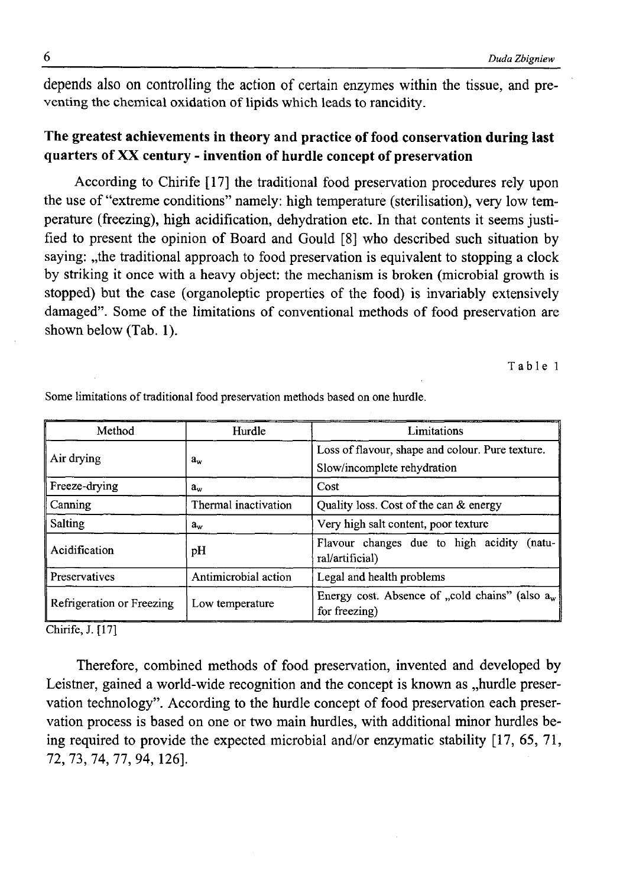depends also on controlling the action of certain enzymes within the tissue, and preventing the chemical oxidation of lipids which leads to rancidity.

## The greatest achievements in theory and practice of food conservation during last quarters of XX century - invention of hurdle concept of preservation

According to Chirife [17] the traditional food preservation procedures rely upon the use of "extreme conditions" namely: high temperature (sterilisation), very low temperature (freezing), high acidification, dehydration etc. In that contents it seems justified to present the opinion of Board and Gould [8] who described such situation by saying: „the traditional approach to food preservation is equivalent to stopping a clock by striking it once with a heavy object: the mechanism is broken (microbial growth is stopped) but the case (organoleptic properties of the food) is invariably extensively damaged". Some of the limitations of conventional methods of food preservation are shown below (Tab. 1).

Table 1

Some limitations of traditional food preservation methods based on one hurdle.

| Method | Hurdle | Limitations |
|---|---|---|
| Air drying | $a_w$ | Loss of flavour, shape and colour. Pure texture. Slow/incomplete rehydration |
| Freeze-drying | $a_w$ | Cost |
| Canning | Thermal inactivation | Quality loss. Cost of the can & energy |
| Salting | $a_w$ | Very high salt content, poor texture |
| Acidification | pH | Flavour changes due to high acidity (natural/artificial) |
| Preservatives | Antimicrobial action | Legal and health problems |
| Refrigeration or Freezing | Low temperature | Energy cost. Absence of „cold chains" (also $a_w$ for freezing) |

Chirife, J. [17]

Therefore, combined methods of food preservation, invented and developed by Leistner, gained a world-wide recognition and the concept is known as „hurdle preservation technology". According to the hurdle concept of food preservation each preservation process is based on one or two main hurdles, with additional minor hurdles being required to provide the expected microbial and/or enzymatic stability [17, 65, 71, 72, 73, 74, 77, 94, 126].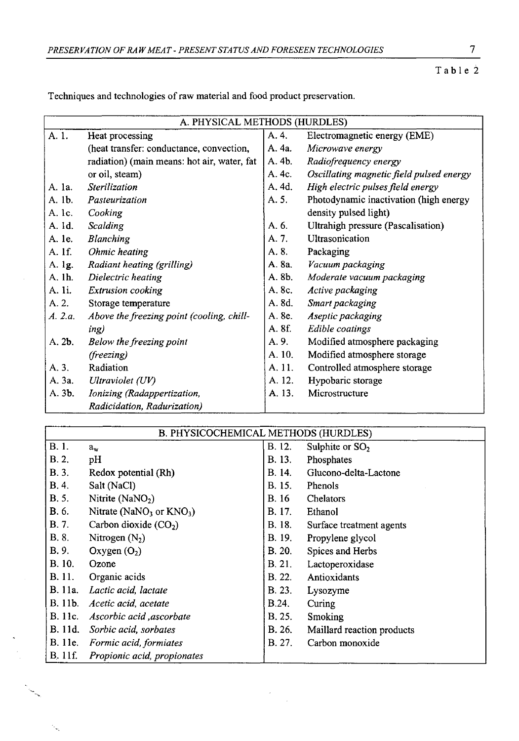Table 2

Techniques and technologies of raw material and food product preservation.

| A. PHYSICAL METHODS (HURDLES) | | | |
|---|---|---|---|
| A. 1. | Heat processing (heat transfer: conductance, convection, radiation) (main means: hot air, water, fat or oil, steam) | A. 4. | Electromagnetic energy (EME) |
| A. 1a. | *Sterilization* | A. 4a. | *Microwave energy* |
| A. 1b. | *Pasteurization* | A. 4b. | *Radiofrequency energy* |
| A. 1c. | *Cooking* | A. 4c. | *Oscillating magnetic field pulsed energy* |
| A. 1d. | *Scalding* | A. 4d. | *High electric pulses field energy* |
| A. 1e. | *Blanching* | A. 5. | Photodynamic inactivation (high energy density pulsed light) |
| A. 1f. | *Ohmic heating* | A. 6. | Ultrahigh pressure (Pascalisation) |
| A. 1g. | *Radiant heating (grilling)* | A. 7. | Ultrasonication |
| A. 1h. | *Dielectric heating* | A. 8. | Packaging |
| A. 1i. | *Extrusion cooking* | A. 8a. | *Vacuum packaging* |
| A. 2. | Storage temperature | A. 8b. | *Moderate vacuum packaging* |
| *A. 2.a.* | *Above the freezing point (cooling, chilling)* | A. 8c. | *Active packaging* |
| A. 2b. | *Below the freezing point (freezing)* | A. 8d. | *Smart packaging* |
| A. 3. | Radiation | A. 8e. | *Aseptic packaging* |
| A. 3a. | *Ultraviolet (UV)* | A. 8f. | *Edible coatings* |
| A. 3b. | *Ionizing (Radappertization, Radicidation, Radurization)* | A. 9. | Modified atmosphere packaging |
| | | A. 10. | Modified atmosphere storage |
| | | A. 11. | Controlled atmosphere storage |
| | | A. 12. | Hypobaric storage |
| | | A. 13. | Microstructure |

| B. PHYSICOCHEMICAL METHODS (HURDLES) | | | |
|---|---|---|---|
| B. 1. | $a_w$ | B. 12. | Sulphite or $SO_2$ |
| B. 2. | pH | B. 13. | Phosphates |
| B. 3. | Redox potential (Rh) | B. 14. | Glucono-delta-Lactone |
| B. 4. | Salt (NaCl) | B. 15. | Phenols |
| B. 5. | Nitrite ($NaNO_2$) | B. 16 | Chelators |
| B. 6. | Nitrate ($NaNO_3$ or $KNO_3$) | B. 17. | Ethanol |
| B. 7. | Carbon dioxide ($CO_2$) | B. 18. | Surface treatment agents |
| B. 8. | Nitrogen ($N_2$) | B. 19. | Propylene glycol |
| B. 9. | Oxygen ($O_2$) | B. 20. | Spices and Herbs |
| B. 10. | Ozone | B. 21. | Lactoperoxidase |
| B. 11. | Organic acids | B. 22. | Antioxidants |
| B. 11a. | *Lactic acid, lactate* | B. 23. | Lysozyme |
| B. 11b. | *Acetic acid, acetate* | B.24. | Curing |
| B. 11c. | *Ascorbic acid ,ascorbate* | B. 25. | Smoking |
| B. 11d. | *Sorbic acid, sorbates* | B. 26. | Maillard reaction products |
| B. 11e. | *Formic acid, formiates* | B. 27. | Carbon monoxide |
| B. 11f. | *Propionic acid, propionates* | | |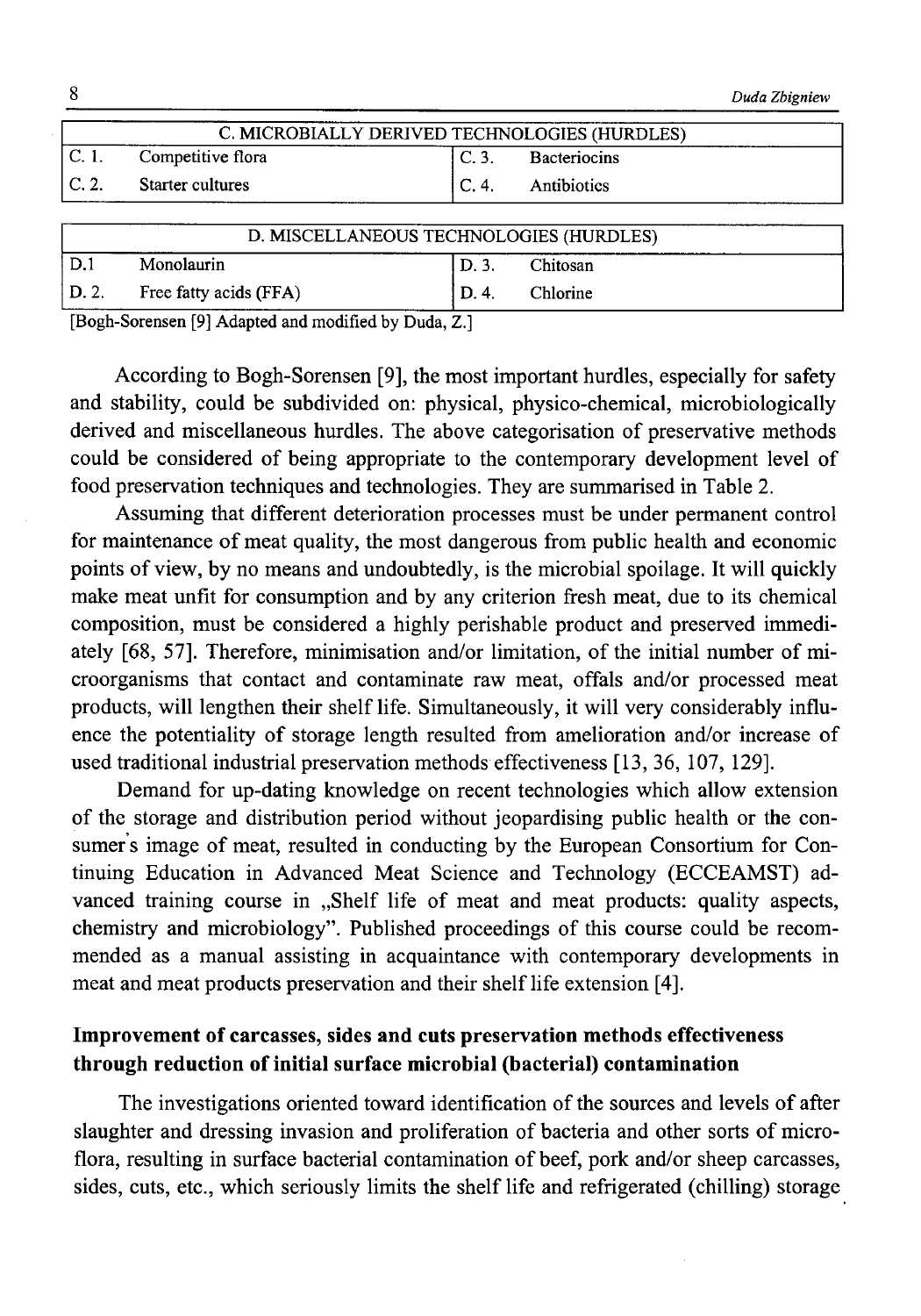| C. MICROBIALLY DERIVED TECHNOLOGIES (HURDLES) | | | |
|---|---|---|---|
| C. 1. | Competitive flora | C. 3. | Bacteriocins |
| C. 2. | Starter cultures | C. 4. | Antibiotics |

| D. MISCELLANEOUS TECHNOLOGIES (HURDLES) | | | |
|---|---|---|---|
| D.1 | Monolaurin | D. 3. | Chitosan |
| D. 2. | Free fatty acids (FFA) | D. 4. | Chlorine |

[Bogh-Sorensen [9] Adapted and modified by Duda, Z.]

According to Bogh-Sorensen [9], the most important hurdles, especially for safety and stability, could be subdivided on: physical, physico-chemical, microbiologically derived and miscellaneous hurdles. The above categorisation of preservative methods could be considered of being appropriate to the contemporary development level of food preservation techniques and technologies. They are summarised in Table 2.

Assuming that different deterioration processes must be under permanent control for maintenance of meat quality, the most dangerous from public health and economic points of view, by no means and undoubtedly, is the microbial spoilage. It will quickly make meat unfit for consumption and by any criterion fresh meat, due to its chemical composition, must be considered a highly perishable product and preserved immediately [68, 57]. Therefore, minimisation and/or limitation, of the initial number of microorganisms that contact and contaminate raw meat, offals and/or processed meat products, will lengthen their shelf life. Simultaneously, it will very considerably influence the potentiality of storage length resulted from amelioration and/or increase of used traditional industrial preservation methods effectiveness [13, 36, 107, 129].

Demand for up-dating knowledge on recent technologies which allow extension of the storage and distribution period without jeopardising public health or the consumer's image of meat, resulted in conducting by the European Consortium for Continuing Education in Advanced Meat Science and Technology (ECCEAMST) advanced training course in „Shelf life of meat and meat products: quality aspects, chemistry and microbiology". Published proceedings of this course could be recommended as a manual assisting in acquaintance with contemporary developments in meat and meat products preservation and their shelf life extension [4].

## Improvement of carcasses, sides and cuts preservation methods effectiveness through reduction of initial surface microbial (bacterial) contamination

The investigations oriented toward identification of the sources and levels of after slaughter and dressing invasion and proliferation of bacteria and other sorts of microflora, resulting in surface bacterial contamination of beef, pork and/or sheep carcasses, sides, cuts, etc., which seriously limits the shelf life and refrigerated (chilling) storage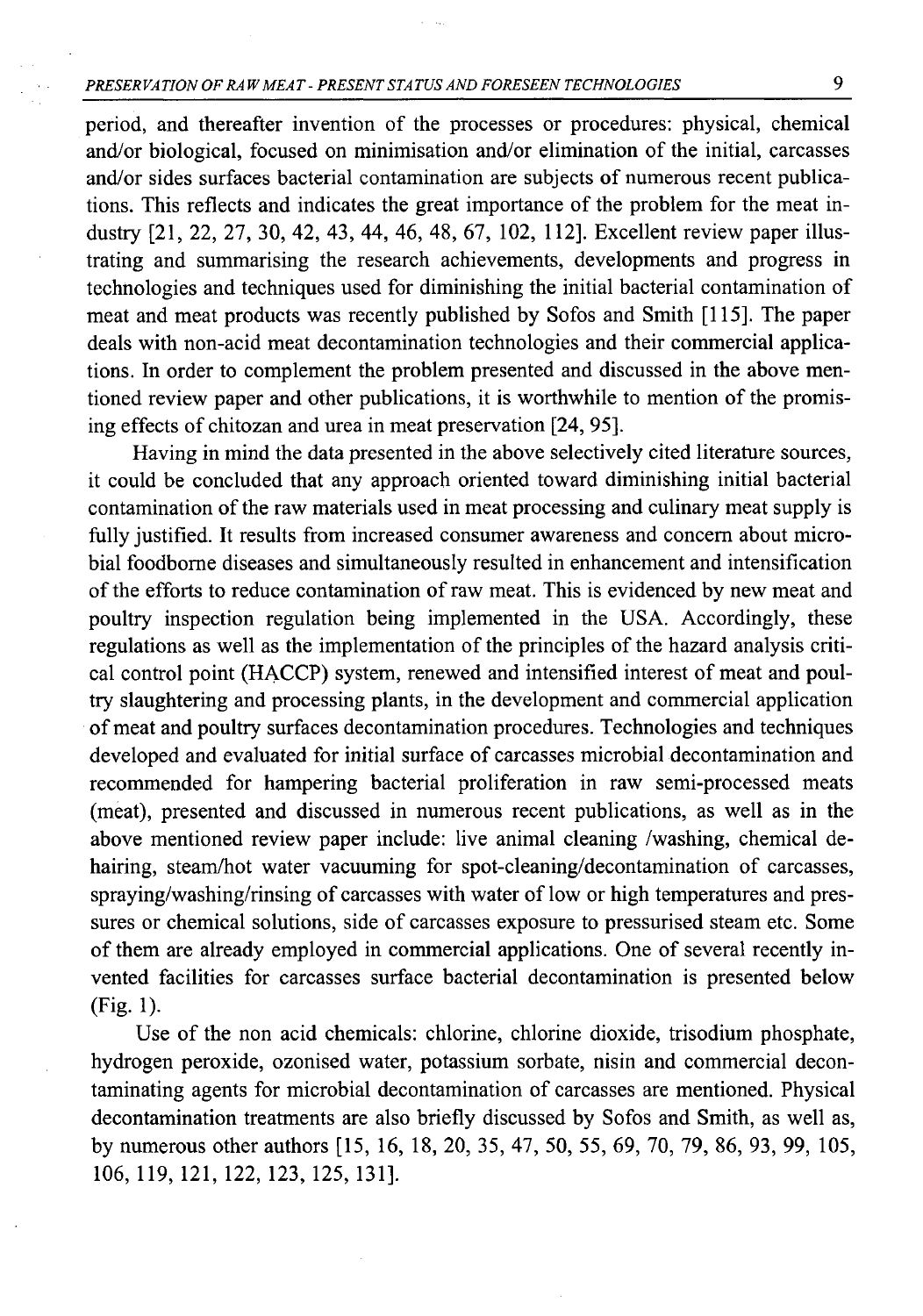period, and thereafter invention of the processes or procedures: physical, chemical and/or biological, focused on minimisation and/or elimination of the initial, carcasses and/or sides surfaces bacterial contamination are subjects of numerous recent publications. This reflects and indicates the great importance of the problem for the meat industry [21, 22, 27, 30, 42, 43, 44, 46, 48, 67, 102, 112]. Excellent review paper illustrating and summarising the research achievements, developments and progress in technologies and techniques used for diminishing the initial bacterial contamination of meat and meat products was recently published by Sofos and Smith [115]. The paper deals with non-acid meat decontamination technologies and their commercial applications. In order to complement the problem presented and discussed in the above mentioned review paper and other publications, it is worthwhile to mention of the promising effects of chitozan and urea in meat preservation [24, 95].

Having in mind the data presented in the above selectively cited literature sources, it could be concluded that any approach oriented toward diminishing initial bacterial contamination of the raw materials used in meat processing and culinary meat supply is fully justified. It results from increased consumer awareness and concern about microbial foodborne diseases and simultaneously resulted in enhancement and intensification of the efforts to reduce contamination of raw meat. This is evidenced by new meat and poultry inspection regulation being implemented in the USA. Accordingly, these regulations as well as the implementation of the principles of the hazard analysis critical control point (HACCP) system, renewed and intensified interest of meat and poultry slaughtering and processing plants, in the development and commercial application of meat and poultry surfaces decontamination procedures. Technologies and techniques developed and evaluated for initial surface of carcasses microbial decontamination and recommended for hampering bacterial proliferation in raw semi-processed meats (meat), presented and discussed in numerous recent publications, as well as in the above mentioned review paper include: live animal cleaning /washing, chemical dehairing, steam/hot water vacuuming for spot-cleaning/decontamination of carcasses, spraying/washing/rinsing of carcasses with water of low or high temperatures and pressures or chemical solutions, side of carcasses exposure to pressurised steam etc. Some of them are already employed in commercial applications. One of several recently invented facilities for carcasses surface bacterial decontamination is presented below (Fig. 1).

Use of the non acid chemicals: chlorine, chlorine dioxide, trisodium phosphate, hydrogen peroxide, ozonised water, potassium sorbate, nisin and commercial decontaminating agents for microbial decontamination of carcasses are mentioned. Physical decontamination treatments are also briefly discussed by Sofos and Smith, as well as, by numerous other authors [15, 16, 18, 20, 35, 47, 50, 55, 69, 70, 79, 86, 93, 99, 105, 106, 119, 121, 122, 123, 125, 131].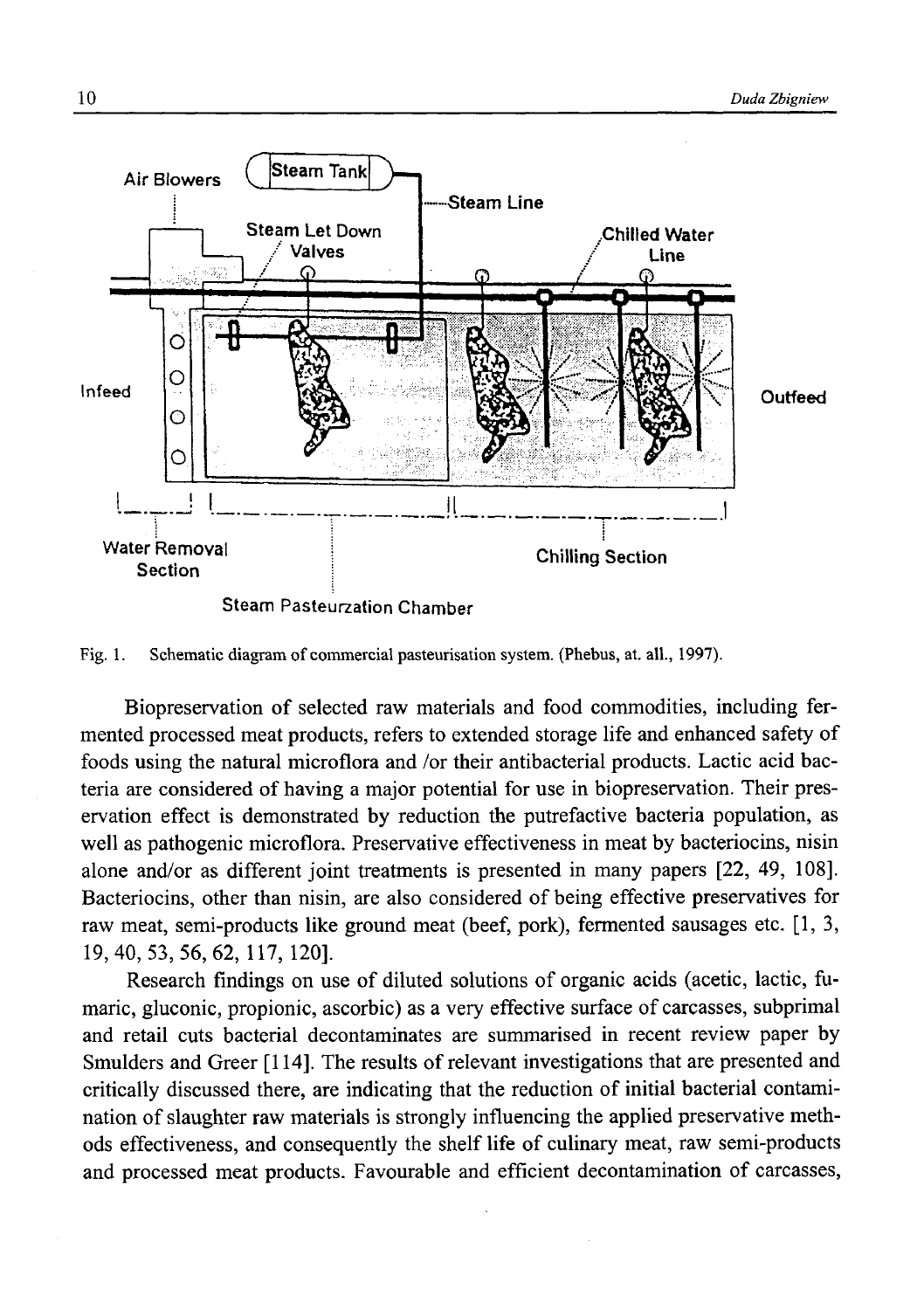Fig. 1. Schematic diagram of commercial pasteurisation system. (Phebus, at. all., 1997).

Biopreservation of selected raw materials and food commodities, including fermented processed meat products, refers to extended storage life and enhanced safety of foods using the natural microflora and /or their antibacterial products. Lactic acid bacteria are considered of having a major potential for use in biopreservation. Their preservation effect is demonstrated by reduction the putrefactive bacteria population, as well as pathogenic microflora. Preservative effectiveness in meat by bacteriocins, nisin alone and/or as different joint treatments is presented in many papers [22, 49, 108]. Bacteriocins, other than nisin, are also considered of being effective preservatives for raw meat, semi-products like ground meat (beef, pork), fermented sausages etc. [1, 3, 19, 40, 53, 56, 62, 117, 120].

Research findings on use of diluted solutions of organic acids (acetic, lactic, fumaric, gluconic, propionic, ascorbic) as a very effective surface of carcasses, subprimal and retail cuts bacterial decontaminates are summarised in recent review paper by Smulders and Greer [114]. The results of relevant investigations that are presented and critically discussed there, are indicating that the reduction of initial bacterial contamination of slaughter raw materials is strongly influencing the applied preservative methods effectiveness, and consequently the shelf life of culinary meat, raw semi-products and processed meat products. Favourable and efficient decontamination of carcasses,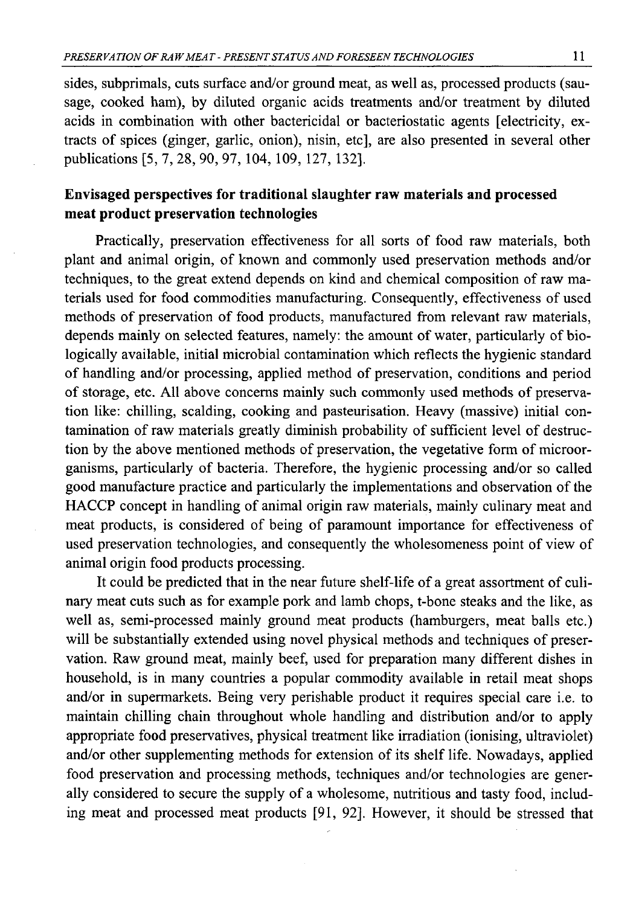sides, subprimals, cuts surface and/or ground meat, as well as, processed products (sausage, cooked ham), by diluted organic acids treatments and/or treatment by diluted acids in combination with other bactericidal or bacteriostatic agents [electricity, extracts of spices (ginger, garlic, onion), nisin, etc], are also presented in several other publications [5, 7, 28, 90, 97, 104, 109, 127, 132].

## Envisaged perspectives for traditional slaughter raw materials and processed meat product preservation technologies

Practically, preservation effectiveness for all sorts of food raw materials, both plant and animal origin, of known and commonly used preservation methods and/or techniques, to the great extend depends on kind and chemical composition of raw materials used for food commodities manufacturing. Consequently, effectiveness of used methods of preservation of food products, manufactured from relevant raw materials, depends mainly on selected features, namely: the amount of water, particularly of biologically available, initial microbial contamination which reflects the hygienic standard of handling and/or processing, applied method of preservation, conditions and period of storage, etc. All above concerns mainly such commonly used methods of preservation like: chilling, scalding, cooking and pasteurisation. Heavy (massive) initial contamination of raw materials greatly diminish probability of sufficient level of destruction by the above mentioned methods of preservation, the vegetative form of microorganisms, particularly of bacteria. Therefore, the hygienic processing and/or so called good manufacture practice and particularly the implementations and observation of the HACCP concept in handling of animal origin raw materials, mainly culinary meat and meat products, is considered of being of paramount importance for effectiveness of used preservation technologies, and consequently the wholesomeness point of view of animal origin food products processing.

It could be predicted that in the near future shelf-life of a great assortment of culinary meat cuts such as for example pork and lamb chops, t-bone steaks and the like, as well as, semi-processed mainly ground meat products (hamburgers, meat balls etc.) will be substantially extended using novel physical methods and techniques of preservation. Raw ground meat, mainly beef, used for preparation many different dishes in household, is in many countries a popular commodity available in retail meat shops and/or in supermarkets. Being very perishable product it requires special care i.e. to maintain chilling chain throughout whole handling and distribution and/or to apply appropriate food preservatives, physical treatment like irradiation (ionising, ultraviolet) and/or other supplementing methods for extension of its shelf life. Nowadays, applied food preservation and processing methods, techniques and/or technologies are generally considered to secure the supply of a wholesome, nutritious and tasty food, including meat and processed meat products [91, 92]. However, it should be stressed that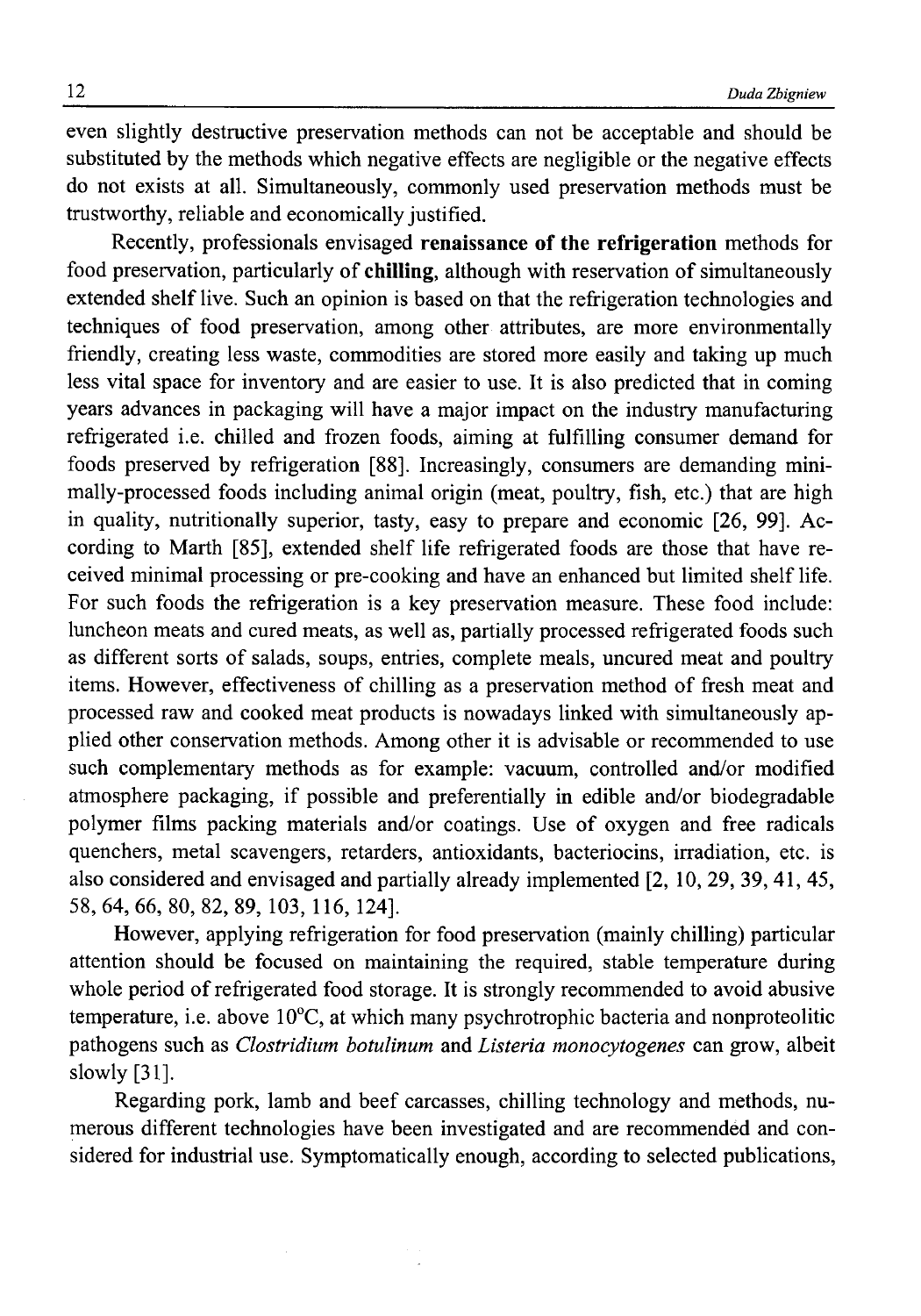even slightly destructive preservation methods can not be acceptable and should be substituted by the methods which negative effects are negligible or the negative effects do not exists at all. Simultaneously, commonly used preservation methods must be trustworthy, reliable and economically justified.

Recently, professionals envisaged **renaissance of the refrigeration** methods for food preservation, particularly of **chilling**, although with reservation of simultaneously extended shelf live. Such an opinion is based on that the refrigeration technologies and techniques of food preservation, among other attributes, are more environmentally friendly, creating less waste, commodities are stored more easily and taking up much less vital space for inventory and are easier to use. It is also predicted that in coming years advances in packaging will have a major impact on the industry manufacturing refrigerated i.e. chilled and frozen foods, aiming at fulfilling consumer demand for foods preserved by refrigeration [88]. Increasingly, consumers are demanding minimally-processed foods including animal origin (meat, poultry, fish, etc.) that are high in quality, nutritionally superior, tasty, easy to prepare and economic [26, 99]. According to Marth [85], extended shelf life refrigerated foods are those that have received minimal processing or pre-cooking and have an enhanced but limited shelf life. For such foods the refrigeration is a key preservation measure. These food include: luncheon meats and cured meats, as well as, partially processed refrigerated foods such as different sorts of salads, soups, entries, complete meals, uncured meat and poultry items. However, effectiveness of chilling as a preservation method of fresh meat and processed raw and cooked meat products is nowadays linked with simultaneously applied other conservation methods. Among other it is advisable or recommended to use such complementary methods as for example: vacuum, controlled and/or modified atmosphere packaging, if possible and preferentially in edible and/or biodegradable polymer films packing materials and/or coatings. Use of oxygen and free radicals quenchers, metal scavengers, retarders, antioxidants, bacteriocins, irradiation, etc. is also considered and envisaged and partially already implemented [2, 10, 29, 39, 41, 45, 58, 64, 66, 80, 82, 89, 103, 116, 124].

However, applying refrigeration for food preservation (mainly chilling) particular attention should be focused on maintaining the required, stable temperature during whole period of refrigerated food storage. It is strongly recommended to avoid abusive temperature, i.e. above 10°C, at which many psychrotrophic bacteria and nonproteolitic pathogens such as *Clostridium botulinum* and *Listeria monocytogenes* can grow, albeit slowly [31].

Regarding pork, lamb and beef carcasses, chilling technology and methods, numerous different technologies have been investigated and are recommended and considered for industrial use. Symptomatically enough, according to selected publications,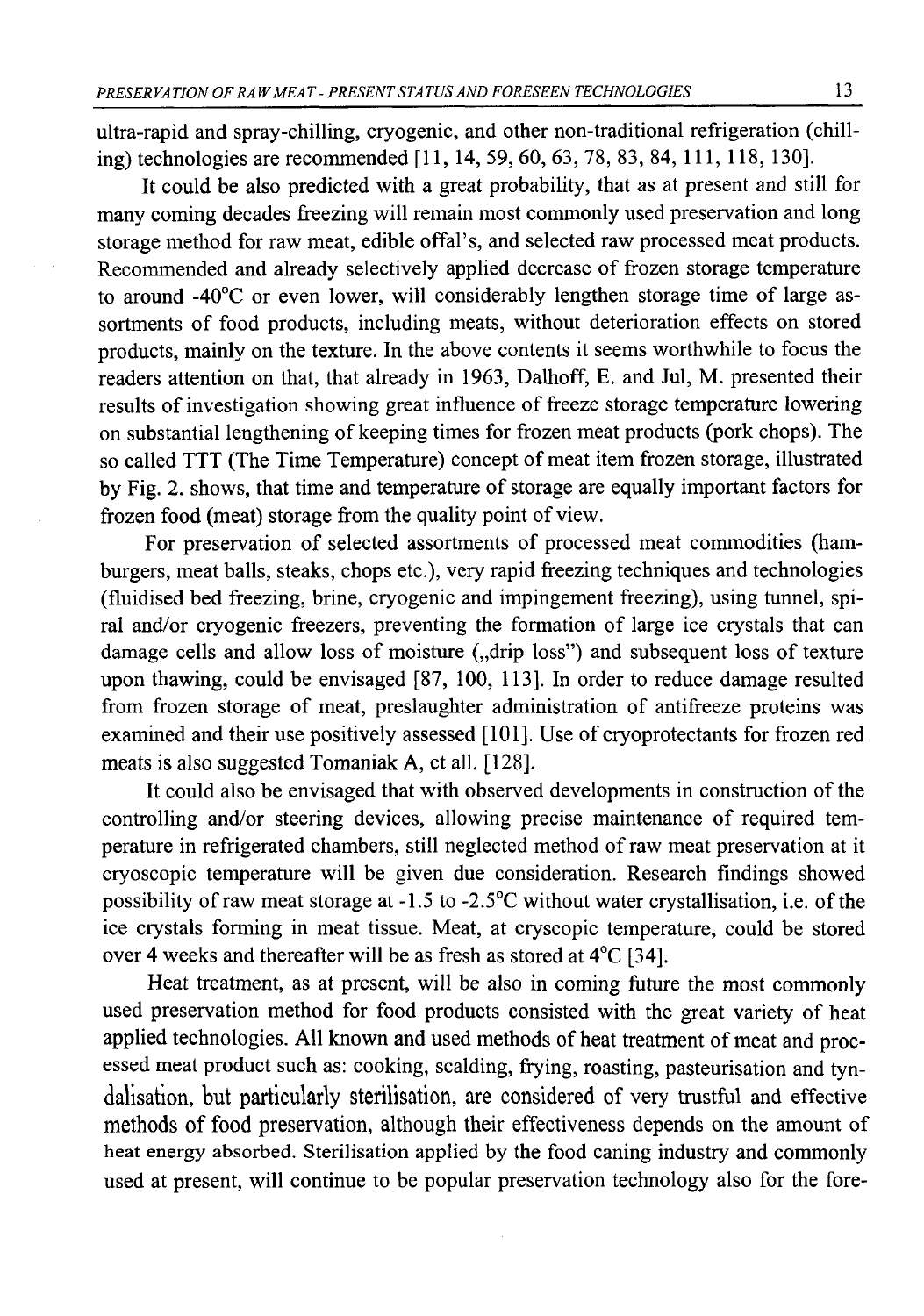ultra-rapid and spray-chilling, cryogenic, and other non-traditional refrigeration (chilling) technologies are recommended [11, 14, 59, 60, 63, 78, 83, 84, 111, 118, 130].

It could be also predicted with a great probability, that as at present and still for many coming decades freezing will remain most commonly used preservation and long storage method for raw meat, edible offal's, and selected raw processed meat products. Recommended and already selectively applied decrease of frozen storage temperature to around -40°C or even lower, will considerably lengthen storage time of large assortments of food products, including meats, without deterioration effects on stored products, mainly on the texture. In the above contents it seems worthwhile to focus the readers attention on that, that already in 1963, Dalhoff, E. and Jul, M. presented their results of investigation showing great influence of freeze storage temperature lowering on substantial lengthening of keeping times for frozen meat products (pork chops). The so called TTT (The Time Temperature) concept of meat item frozen storage, illustrated by Fig. 2. shows, that time and temperature of storage are equally important factors for frozen food (meat) storage from the quality point of view.

For preservation of selected assortments of processed meat commodities (hamburgers, meat balls, steaks, chops etc.), very rapid freezing techniques and technologies (fluidised bed freezing, brine, cryogenic and impingement freezing), using tunnel, spiral and/or cryogenic freezers, preventing the formation of large ice crystals that can damage cells and allow loss of moisture („drip loss") and subsequent loss of texture upon thawing, could be envisaged [87, 100, 113]. In order to reduce damage resulted from frozen storage of meat, preslaughter administration of antifreeze proteins was examined and their use positively assessed [101]. Use of cryoprotectants for frozen red meats is also suggested Tomaniak A, et all. [128].

It could also be envisaged that with observed developments in construction of the controlling and/or steering devices, allowing precise maintenance of required temperature in refrigerated chambers, still neglected method of raw meat preservation at it cryoscopic temperature will be given due consideration. Research findings showed possibility of raw meat storage at -1.5 to -2.5°C without water crystallisation, i.e. of the ice crystals forming in meat tissue. Meat, at cryscopic temperature, could be stored over 4 weeks and thereafter will be as fresh as stored at 4°C [34].

Heat treatment, as at present, will be also in coming future the most commonly used preservation method for food products consisted with the great variety of heat applied technologies. All known and used methods of heat treatment of meat and processed meat product such as: cooking, scalding, frying, roasting, pasteurisation and tyndalisation, but particularly sterilisation, are considered of very trustful and effective methods of food preservation, although their effectiveness depends on the amount of heat energy absorbed. Sterilisation applied by the food caning industry and commonly used at present, will continue to be popular preservation technology also for the fore-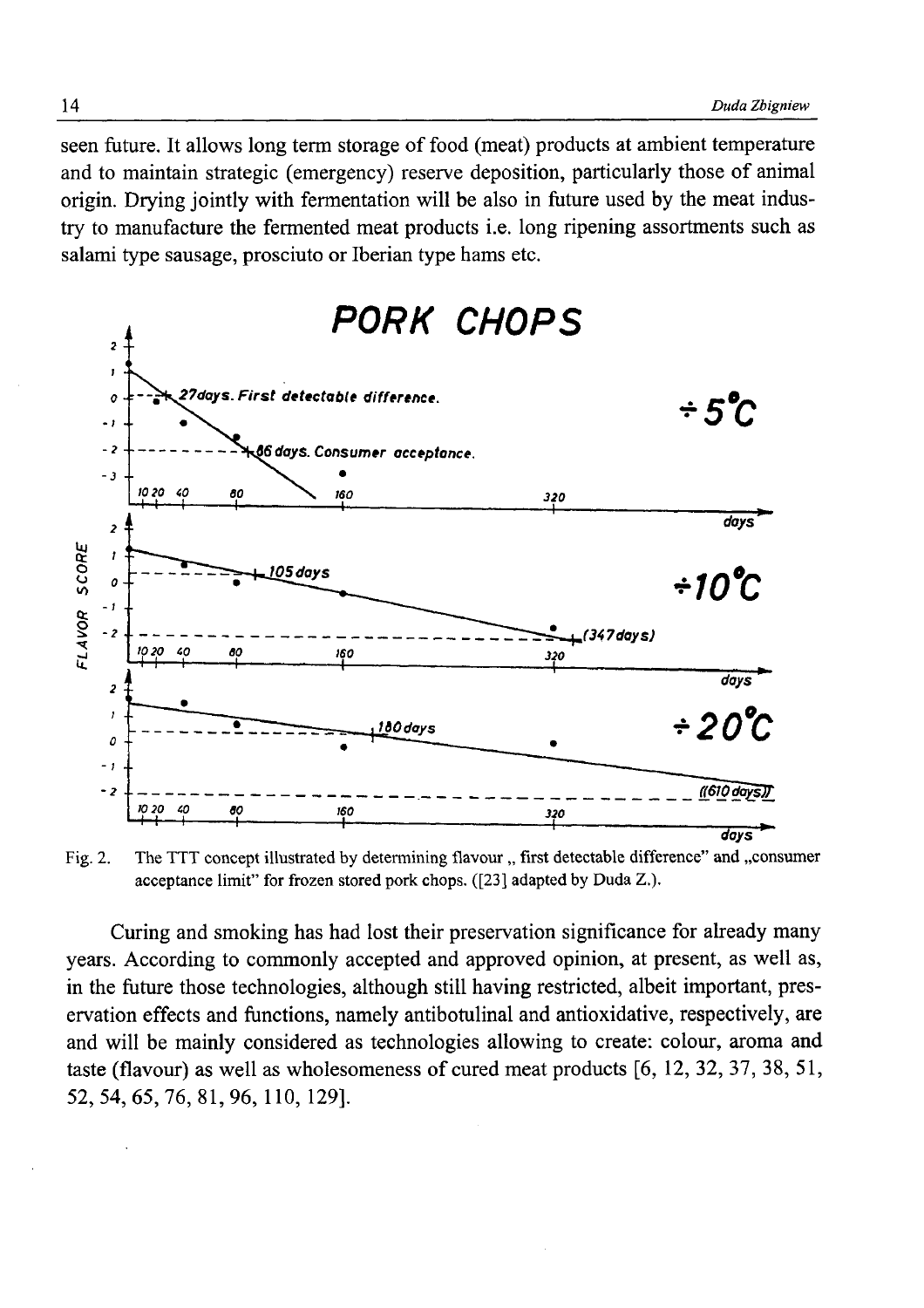seen future. It allows long term storage of food (meat) products at ambient temperature and to maintain strategic (emergency) reserve deposition, particularly those of animal origin. Drying jointly with fermentation will be also in future used by the meat industry to manufacture the fermented meat products i.e. long ripening assortments such as salami type sausage, prosciuto or Iberian type hams etc.

Fig. 2. The TTT concept illustrated by determining flavour „ first detectable difference" and „consumer acceptance limit" for frozen stored pork chops. ([23] adapted by Duda Z.).

Curing and smoking has had lost their preservation significance for already many years. According to commonly accepted and approved opinion, at present, as well as, in the future those technologies, although still having restricted, albeit important, preservation effects and functions, namely antibotulinal and antioxidative, respectively, are and will be mainly considered as technologies allowing to create: colour, aroma and taste (flavour) as well as wholesomeness of cured meat products [6, 12, 32, 37, 38, 51, 52, 54, 65, 76, 81, 96, 110, 129].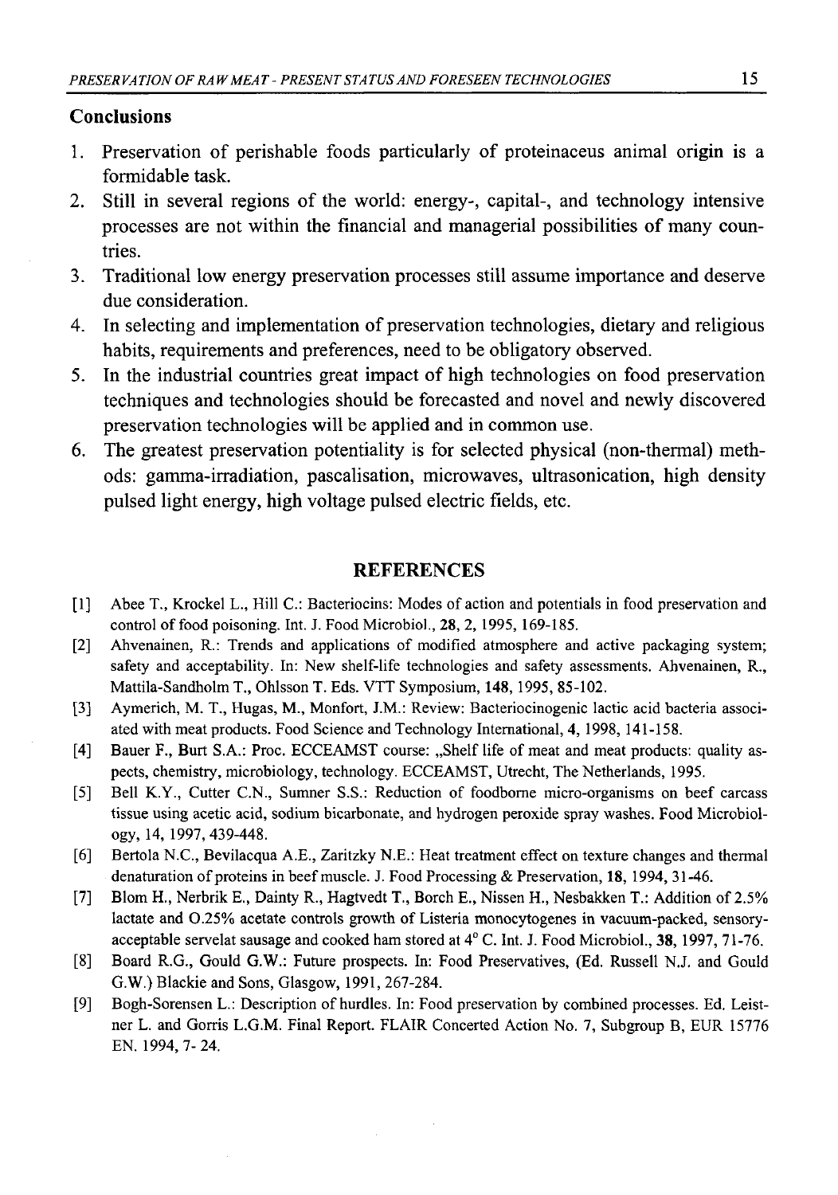## Conclusions

1. Preservation of perishable foods particularly of proteinaceus animal origin is a formidable task.
2. Still in several regions of the world: energy-, capital-, and technology intensive processes are not within the financial and managerial possibilities of many countries.
3. Traditional low energy preservation processes still assume importance and deserve due consideration.
4. In selecting and implementation of preservation technologies, dietary and religious habits, requirements and preferences, need to be obligatory observed.
5. In the industrial countries great impact of high technologies on food preservation techniques and technologies should be forecasted and novel and newly discovered preservation technologies will be applied and in common use.
6. The greatest preservation potentiality is for selected physical (non-thermal) methods: gamma-irradiation, pascalisation, microwaves, ultrasonication, high density pulsed light energy, high voltage pulsed electric fields, etc.

## REFERENCES

[1] Abee T., Krockel L., Hill C.: Bacteriocins: Modes of action and potentials in food preservation and control of food poisoning. Int. J. Food Microbiol., **28**, 2, 1995, 169-185.

[2] Ahvenainen, R.: Trends and applications of modified atmosphere and active packaging system; safety and acceptability. In: New shelf-life technologies and safety assessments. Ahvenainen, R., Mattila-Sandholm T., Ohlsson T. Eds. VTT Symposium, **148**, 1995, 85-102.

[3] Aymerich, M. T., Hugas, M., Monfort, J.M.: Review: Bacteriocinogenic lactic acid bacteria associated with meat products. Food Science and Technology International, **4**, 1998, 141-158.

[4] Bauer F., Burt S.A.: Proc. ECCEAMST course: „Shelf life of meat and meat products: quality aspects, chemistry, microbiology, technology. ECCEAMST, Utrecht, The Netherlands, 1995.

[5] Bell K.Y., Cutter C.N., Sumner S.S.: Reduction of foodborne micro-organisms on beef carcass tissue using acetic acid, sodium bicarbonate, and hydrogen peroxide spray washes. Food Microbiology, 14, 1997, 439-448.

[6] Bertola N.C., Bevilacqua A.E., Zaritzky N.E.: Heat treatment effect on texture changes and thermal denaturation of proteins in beef muscle. J. Food Processing & Preservation, **18**, 1994, 31-46.

[7] Blom H., Nerbrik E., Dainty R., Hagtvedt T., Borch E., Nissen H., Nesbakken T.: Addition of 2.5% lactate and 0.25% acetate controls growth of Listeria monocytogenes in vacuum-packed, sensory-acceptable servelat sausage and cooked ham stored at 4° C. Int. J. Food Microbiol., **38**, 1997, 71-76.

[8] Board R.G., Gould G.W.: Future prospects. In: Food Preservatives, (Ed. Russell N.J. and Gould G.W.) Blackie and Sons, Glasgow, 1991, 267-284.

[9] Bogh-Sorensen L.: Description of hurdles. In: Food preservation by combined processes. Ed. Leistner L. and Gorris L.G.M. Final Report. FLAIR Concerted Action No. 7, Subgroup B, EUR 15776 EN. 1994, 7- 24.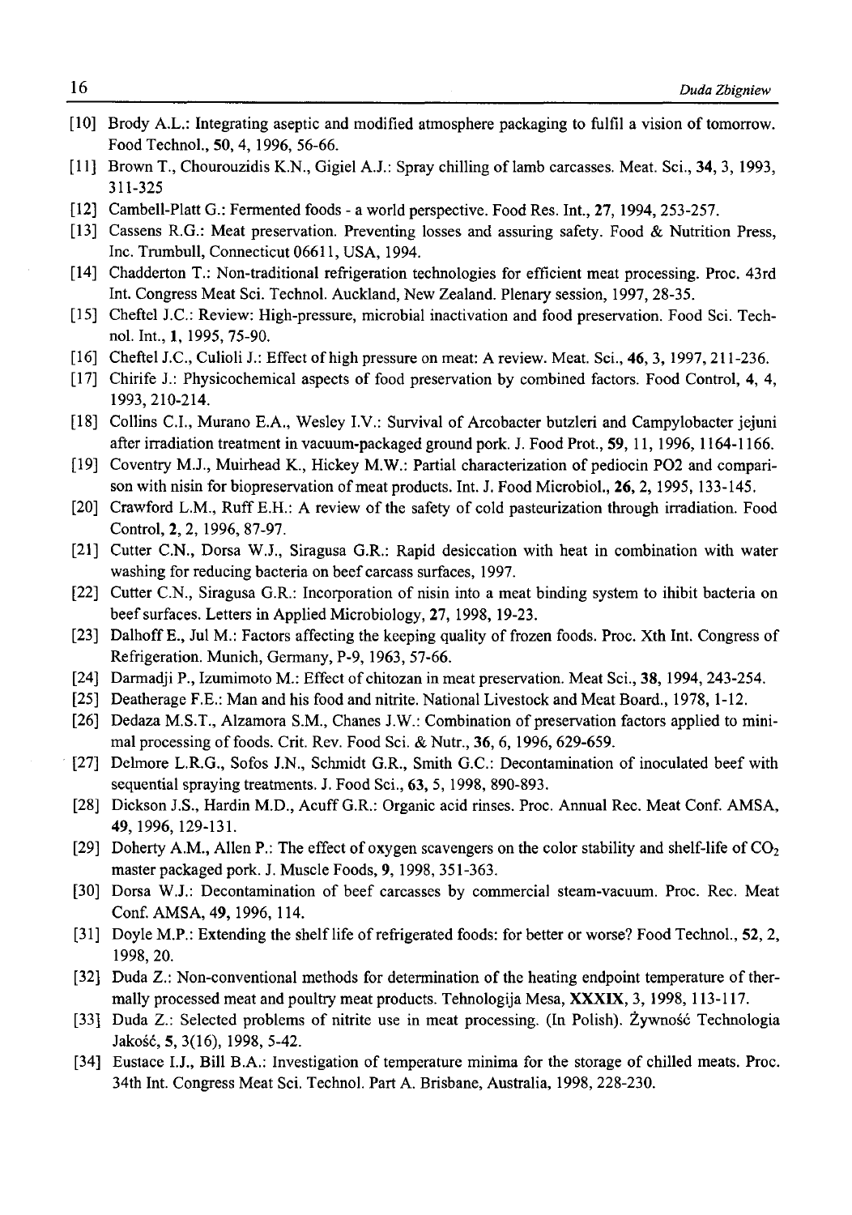[10] Brody A.L.: Integrating aseptic and modified atmosphere packaging to fulfil a vision of tomorrow. Food Technol., **50**, 4, 1996, 56-66.

[11] Brown T., Chourouzidis K.N., Gigiel A.J.: Spray chilling of lamb carcasses. Meat. Sci., **34**, 3, 1993, 311-325

[12] Cambell-Platt G.: Fermented foods - a world perspective. Food Res. Int., **27**, 1994, 253-257.

[13] Cassens R.G.: Meat preservation. Preventing losses and assuring safety. Food & Nutrition Press, Inc. Trumbull, Connecticut 06611, USA, 1994.

[14] Chadderton T.: Non-traditional refrigeration technologies for efficient meat processing. Proc. 43rd Int. Congress Meat Sci. Technol. Auckland, New Zealand. Plenary session, 1997, 28-35.

[15] Cheftel J.C.: Review: High-pressure, microbial inactivation and food preservation. Food Sci. Technol. Int., **1**, 1995, 75-90.

[16] Cheftel J.C., Culioli J.: Effect of high pressure on meat: A review. Meat. Sci., **46**, 3, 1997, 211-236.

[17] Chirife J.: Physicochemical aspects of food preservation by combined factors. Food Control, **4**, 4, 1993, 210-214.

[18] Collins C.I., Murano E.A., Wesley I.V.: Survival of Arcobacter butzleri and Campylobacter jejuni after irradiation treatment in vacuum-packaged ground pork. J. Food Prot., **59**, 11, 1996, 1164-1166.

[19] Coventry M.J., Muirhead K., Hickey M.W.: Partial characterization of pediocin PO2 and comparison with nisin for biopreservation of meat products. Int. J. Food Microbiol., **26**, 2, 1995, 133-145.

[20] Crawford L.M., Ruff E.H.: A review of the safety of cold pasteurization through irradiation. Food Control, **2**, 2, 1996, 87-97.

[21] Cutter C.N., Dorsa W.J., Siragusa G.R.: Rapid desiccation with heat in combination with water washing for reducing bacteria on beef carcass surfaces, 1997.

[22] Cutter C.N., Siragusa G.R.: Incorporation of nisin into a meat binding system to ihibit bacteria on beef surfaces. Letters in Applied Microbiology, **27**, 1998, 19-23.

[23] Dalhoff E., Jul M.: Factors affecting the keeping quality of frozen foods. Proc. Xth Int. Congress of Refrigeration. Munich, Germany, P-9, 1963, 57-66.

[24] Darmadji P., Izumimoto M.: Effect of chitozan in meat preservation. Meat Sci., **38**, 1994, 243-254.

[25] Deatherage F.E.: Man and his food and nitrite. National Livestock and Meat Board., 1978, 1-12.

[26] Dedaza M.S.T., Alzamora S.M., Chanes J.W.: Combination of preservation factors applied to minimal processing of foods. Crit. Rev. Food Sci. & Nutr., **36**, 6, 1996, 629-659.

[27] Delmore L.R.G., Sofos J.N., Schmidt G.R., Smith G.C.: Decontamination of inoculated beef with sequential spraying treatments. J. Food Sci., **63**, 5, 1998, 890-893.

[28] Dickson J.S., Hardin M.D., Acuff G.R.: Organic acid rinses. Proc. Annual Rec. Meat Conf. AMSA, **49**, 1996, 129-131.

[29] Doherty A.M., Allen P.: The effect of oxygen scavengers on the color stability and shelf-life of $CO_2$ master packaged pork. J. Muscle Foods, **9**, 1998, 351-363.

[30] Dorsa W.J.: Decontamination of beef carcasses by commercial steam-vacuum. Proc. Rec. Meat Conf. AMSA, **49**, 1996, 114.

[31] Doyle M.P.: Extending the shelf life of refrigerated foods: for better or worse? Food Technol., **52**, 2, 1998, 20.

[32] Duda Z.: Non-conventional methods for determination of the heating endpoint temperature of thermally processed meat and poultry meat products. Tehnologija Mesa, **XXXIX**, 3, 1998, 113-117.

[33] Duda Z.: Selected problems of nitrite use in meat processing. (In Polish). Żywność Technologia Jakość, **5**, 3(16), 1998, 5-42.

[34] Eustace I.J., Bill B.A.: Investigation of temperature minima for the storage of chilled meats. Proc. 34th Int. Congress Meat Sci. Technol. Part A. Brisbane, Australia, 1998, 228-230.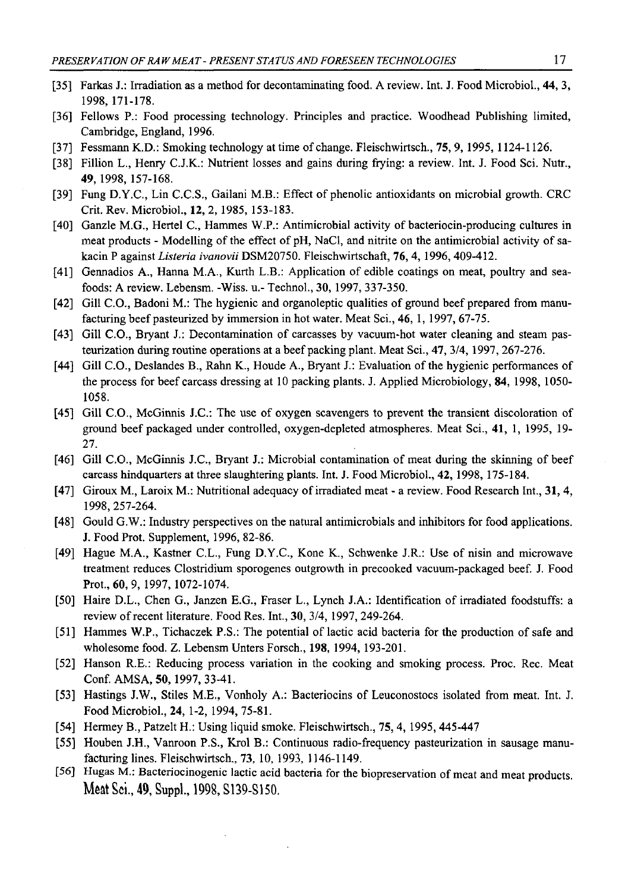- [35] Farkas J.: Irradiation as a method for decontaminating food. A review. Int. J. Food Microbiol., **44**, 3, 1998, 171-178.
- [36] Fellows P.: Food processing technology. Principles and practice. Woodhead Publishing limited, Cambridge, England, 1996.
- [37] Fessmann K.D.: Smoking technology at time of change. Fleischwirtsch., **75**, 9, 1995, 1124-1126.
- [38] Fillion L., Henry C.J.K.: Nutrient losses and gains during frying: a review. Int. J. Food Sci. Nutr., **49**, 1998, 157-168.
- [39] Fung D.Y.C., Lin C.C.S., Gailani M.B.: Effect of phenolic antioxidants on microbial growth. CRC Crit. Rev. Microbiol., **12**, 2, 1985, 153-183.
- [40] Ganzle M.G., Hertel C., Hammes W.P.: Antimicrobial activity of bacteriocin-producing cultures in meat products - Modelling of the effect of pH, NaCl, and nitrite on the antimicrobial activity of sakacin P against *Listeria ivanovii* DSM20750. Fleischwirtschaft, **76**, 4, 1996, 409-412.
- [41] Gennadios A., Hanna M.A., Kurth L.B.: Application of edible coatings on meat, poultry and seafoods: A review. Lebensm. -Wiss. u.- Technol., **30**, 1997, 337-350.
- [42] Gill C.O., Badoni M.: The hygienic and organoleptic qualities of ground beef prepared from manufacturing beef pasteurized by immersion in hot water. Meat Sci., **46**, 1, 1997, 67-75.
- [43] Gill C.O., Bryant J.: Decontamination of carcasses by vacuum-hot water cleaning and steam pasteurization during routine operations at a beef packing plant. Meat Sci., **47**, 3/4, 1997, 267-276.
- [44] Gill C.O., Deslandes B., Rahn K., Houde A., Bryant J.: Evaluation of the hygienic performances of the process for beef carcass dressing at 10 packing plants. J. Applied Microbiology, **84**, 1998, 1050-1058.
- [45] Gill C.O., McGinnis J.C.: The use of oxygen scavengers to prevent the transient discoloration of ground beef packaged under controlled, oxygen-depleted atmospheres. Meat Sci., **41**, 1, 1995, 19-27.
- [46] Gill C.O., McGinnis J.C., Bryant J.: Microbial contamination of meat during the skinning of beef carcass hindquarters at three slaughtering plants. Int. J. Food Microbiol., **42**, 1998, 175-184.
- [47] Giroux M., Laroix M.: Nutritional adequacy of irradiated meat - a review. Food Research Int., **31**, 4, 1998, 257-264.
- [48] Gould G.W.: Industry perspectives on the natural antimicrobials and inhibitors for food applications. J. Food Prot. Supplement, 1996, 82-86.
- [49] Hague M.A., Kastner C.L., Fung D.Y.C., Kone K., Schwenke J.R.: Use of nisin and microwave treatment reduces Clostridium sporogenes outgrowth in precooked vacuum-packaged beef. J. Food Prot., **60**, 9, 1997, 1072-1074.
- [50] Haire D.L., Chen G., Janzen E.G., Fraser L., Lynch J.A.: Identification of irradiated foodstuffs: a review of recent literature. Food Res. Int., **30**, 3/4, 1997, 249-264.
- [51] Hammes W.P., Tichaczek P.S.: The potential of lactic acid bacteria for the production of safe and wholesome food. Z. Lebensm Unters Forsch., **198**, 1994, 193-201.
- [52] Hanson R.E.: Reducing process variation in the cooking and smoking process. Proc. Rec. Meat Conf. AMSA, **50**, 1997, 33-41.
- [53] Hastings J.W., Stiles M.E., Vonholy A.: Bacteriocins of Leuconostocs isolated from meat. Int. J. Food Microbiol., **24**, 1-2, 1994, 75-81.
- [54] Hermey B., Patzelt H.: Using liquid smoke. Fleischwirtsch., **75**, 4, 1995, 445-447
- [55] Houben J.H., Vanroon P.S., Krol B.: Continuous radio-frequency pasteurization in sausage manufacturing lines. Fleischwirtsch., **73**, 10, 1993, 1146-1149.
- [56] Hugas M.: Bacteriocinogenic lactic acid bacteria for the biopreservation of meat and meat products. Meat Sci., **49**, Suppl., 1998, S139-S150.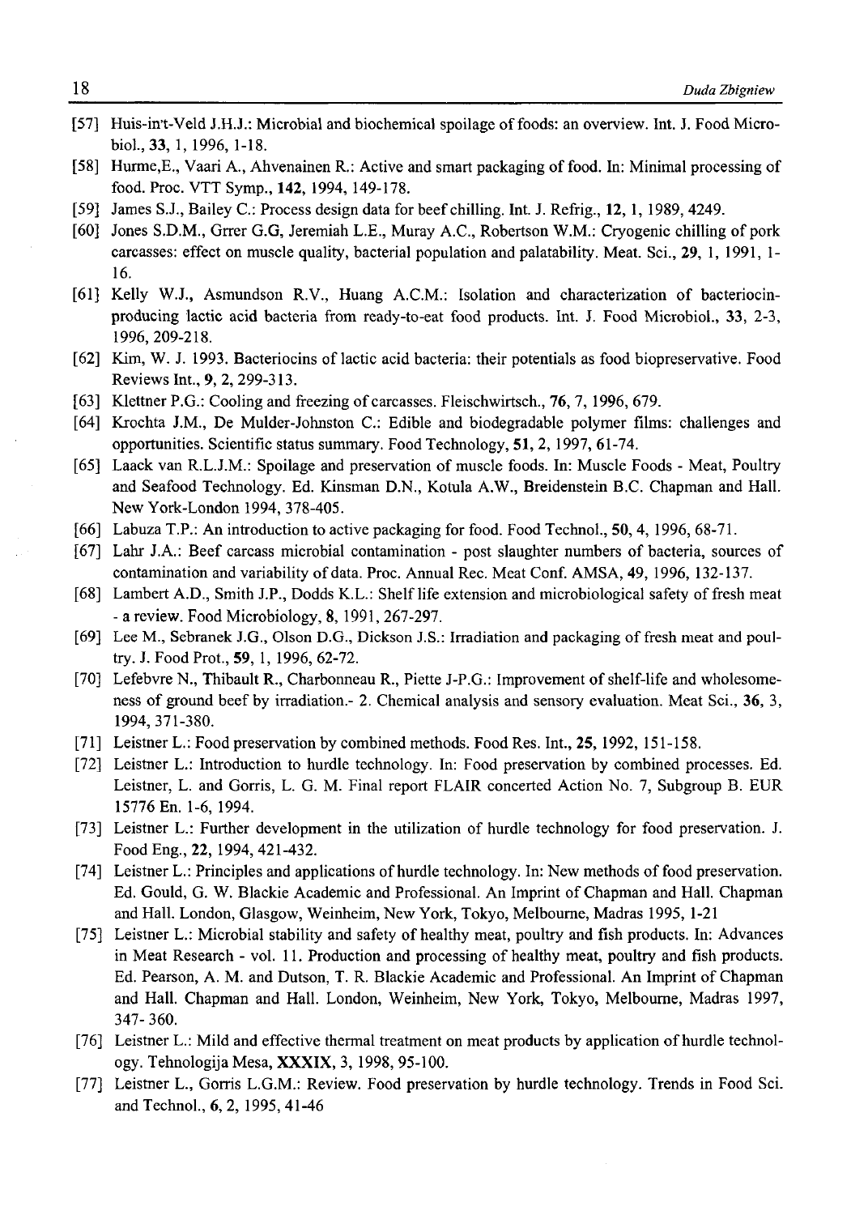[57] Huis-in't-Veld J.H.J.: Microbial and biochemical spoilage of foods: an overview. Int. J. Food Microbiol., **33**, 1, 1996, 1-18.

[58] Hurme,E., Vaari A., Ahvenainen R.: Active and smart packaging of food. In: Minimal processing of food. Proc. VTT Symp., **142**, 1994, 149-178.

[59] James S.J., Bailey C.: Process design data for beef chilling. Int. J. Refrig., **12**, 1, 1989, 4249.

[60] Jones S.D.M., Grer G.G, Jeremiah L.E., Muray A.C., Robertson W.M.: Cryogenic chilling of pork carcasses: effect on muscle quality, bacterial population and palatability. Meat. Sci., **29**, 1, 1991, 1-16.

[61] Kelly W.J., Asmundson R.V., Huang A.C.M.: Isolation and characterization of bacteriocin-producing lactic acid bacteria from ready-to-eat food products. Int. J. Food Microbiol., **33**, 2-3, 1996, 209-218.

[62] Kim, W. J. 1993. Bacteriocins of lactic acid bacteria: their potentials as food biopreservative. Food Reviews Int., **9**, 2, 299-313.

[63] Klettner P.G.: Cooling and freezing of carcasses. Fleischwirtsch., **76**, 7, 1996, 679.

[64] Krochta J.M., De Mulder-Johnston C.: Edible and biodegradable polymer films: challenges and opportunities. Scientific status summary. Food Technology, **51**, 2, 1997, 61-74.

[65] Laack van R.L.J.M.: Spoilage and preservation of muscle foods. In: Muscle Foods - Meat, Poultry and Seafood Technology. Ed. Kinsman D.N., Kotula A.W., Breidenstein B.C. Chapman and Hall. New York-London 1994, 378-405.

[66] Labuza T.P.: An introduction to active packaging for food. Food Technol., **50**, 4, 1996, 68-71.

[67] Lahr J.A.: Beef carcass microbial contamination - post slaughter numbers of bacteria, sources of contamination and variability of data. Proc. Annual Rec. Meat Conf. AMSA, **49**, 1996, 132-137.

[68] Lambert A.D., Smith J.P., Dodds K.L.: Shelf life extension and microbiological safety of fresh meat - a review. Food Microbiology, **8**, 1991, 267-297.

[69] Lee M., Sebranek J.G., Olson D.G., Dickson J.S.: Irradiation and packaging of fresh meat and poultry. J. Food Prot., **59**, 1, 1996, 62-72.

[70] Lefebvre N., Thibault R., Charbonneau R., Piette J-P.G.: Improvement of shelf-life and wholesomeness of ground beef by irradiation.- 2. Chemical analysis and sensory evaluation. Meat Sci., **36**, 3, 1994, 371-380.

[71] Leistner L.: Food preservation by combined methods. Food Res. Int., **25**, 1992, 151-158.

[72] Leistner L.: Introduction to hurdle technology. In: Food preservation by combined processes. Ed. Leistner, L. and Gorris, L. G. M. Final report FLAIR concerted Action No. 7, Subgroup B. EUR 15776 En. 1-6, 1994.

[73] Leistner L.: Further development in the utilization of hurdle technology for food preservation. J. Food Eng., **22**, 1994, 421-432.

[74] Leistner L.: Principles and applications of hurdle technology. In: New methods of food preservation. Ed. Gould, G. W. Blackie Academic and Professional. An Imprint of Chapman and Hall. Chapman and Hall. London, Glasgow, Weinheim, New York, Tokyo, Melbourne, Madras 1995, 1-21

[75] Leistner L.: Microbial stability and safety of healthy meat, poultry and fish products. In: Advances in Meat Research - vol. 11. Production and processing of healthy meat, poultry and fish products. Ed. Pearson, A. M. and Dutson, T. R. Blackie Academic and Professional. An Imprint of Chapman and Hall. Chapman and Hall. London, Weinheim, New York, Tokyo, Melbourne, Madras 1997, 347- 360.

[76] Leistner L.: Mild and effective thermal treatment on meat products by application of hurdle technology. Tehnologija Mesa, **XXXIX**, 3, 1998, 95-100.

[77] Leistner L., Gorris L.G.M.: Review. Food preservation by hurdle technology. Trends in Food Sci. and Technol., **6**, 2, 1995, 41-46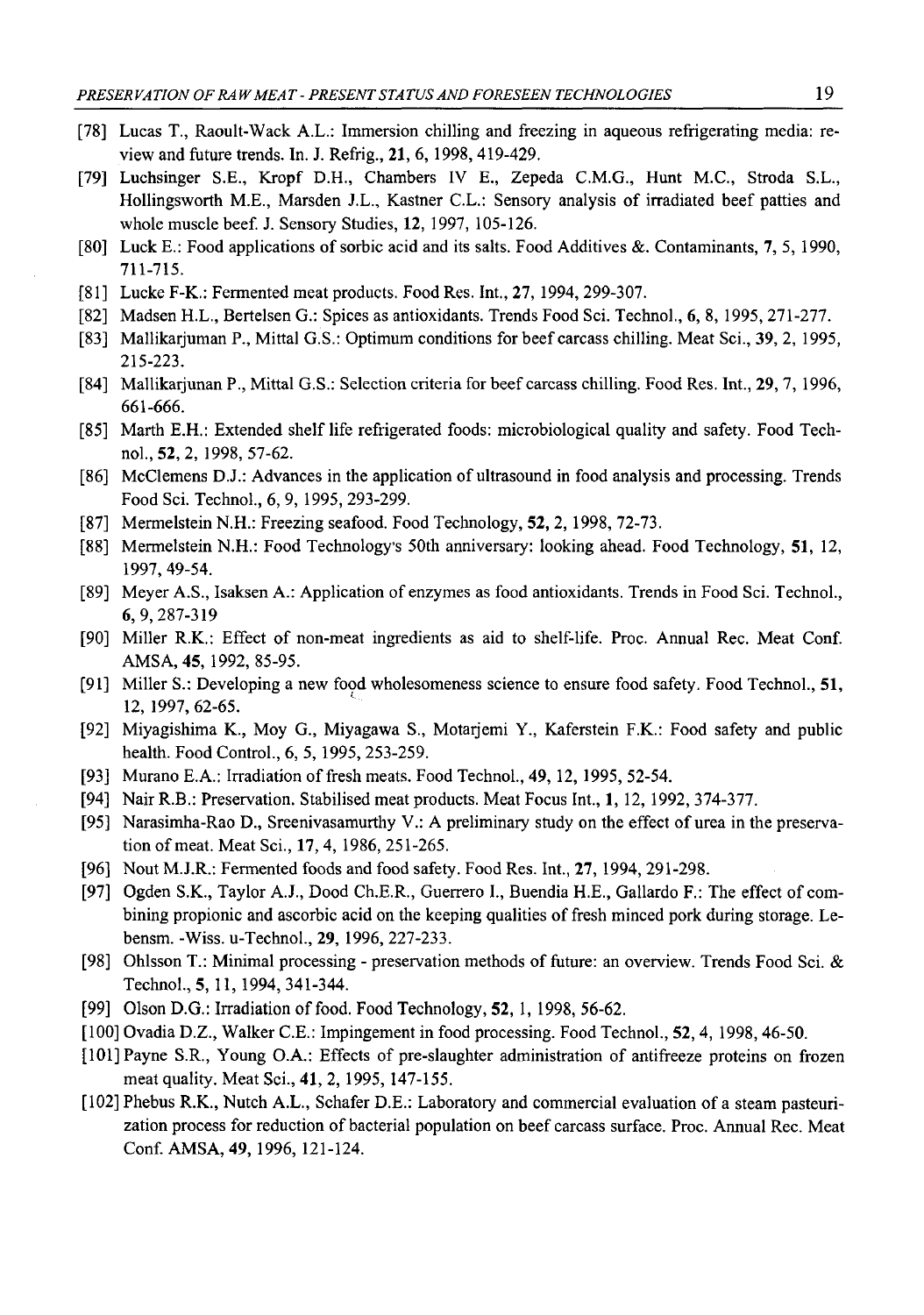[78] Lucas T., Raoult-Wack A.L.: Immersion chilling and freezing in aqueous refrigerating media: review and future trends. In. J. Refrig., **21**, 6, 1998, 419-429.

[79] Luchsinger S.E., Kropf D.H., Chambers IV E., Zepeda C.M.G., Hunt M.C., Stroda S.L., Hollingsworth M.E., Marsden J.L., Kastner C.L.: Sensory analysis of irradiated beef patties and whole muscle beef. J. Sensory Studies, **12**, 1997, 105-126.

[80] Luck E.: Food applications of sorbic acid and its salts. Food Additives &. Contaminants, **7**, 5, 1990, 711-715.

[81] Lucke F-K.: Fermented meat products. Food Res. Int., **27**, 1994, 299-307.

[82] Madsen H.L., Bertelsen G.: Spices as antioxidants. Trends Food Sci. Technol., **6**, 8, 1995, 271-277.

[83] Mallikarjuman P., Mittal G.S.: Optimum conditions for beef carcass chilling. Meat Sci., **39**, 2, 1995, 215-223.

[84] Mallikarjunan P., Mittal G.S.: Selection criteria for beef carcass chilling. Food Res. Int., **29**, 7, 1996, 661-666.

[85] Marth E.H.: Extended shelf life refrigerated foods: microbiological quality and safety. Food Technol., **52**, 2, 1998, 57-62.

[86] McClemens D.J.: Advances in the application of ultrasound in food analysis and processing. Trends Food Sci. Technol., 6, 9, 1995, 293-299.

[87] Mermelstein N.H.: Freezing seafood. Food Technology, **52**, 2, 1998, 72-73.

[88] Mermelstein N.H.: Food Technology's 50th anniversary: looking ahead. Food Technology, **51**, 12, 1997, 49-54.

[89] Meyer A.S., Isaksen A.: Application of enzymes as food antioxidants. Trends in Food Sci. Technol., **6**, 9, 287-319

[90] Miller R.K.: Effect of non-meat ingredients as aid to shelf-life. Proc. Annual Rec. Meat Conf. AMSA, **45**, 1992, 85-95.

[91] Miller S.: Developing a new food wholesomeness science to ensure food safety. Food Technol., **51**, 12, 1997, 62-65.

[92] Miyagishima K., Moy G., Miyagawa S., Motarjemi Y., Kaferstein F.K.: Food safety and public health. Food Control., 6, 5, 1995, 253-259.

[93] Murano E.A.: Irradiation of fresh meats. Food Technol., **49**, 12, 1995, 52-54.

[94] Nair R.B.: Preservation. Stabilised meat products. Meat Focus Int., **1**, 12, 1992, 374-377.

[95] Narasimha-Rao D., Sreenivasamurthy V.: A preliminary study on the effect of urea in the preservation of meat. Meat Sci., **17**, 4, 1986, 251-265.

[96] Nout M.J.R.: Fermented foods and food safety. Food Res. Int., **27**, 1994, 291-298.

[97] Ogden S.K., Taylor A.J., Dood Ch.E.R., Guerrero I., Buendia H.E., Gallardo F.: The effect of combining propionic and ascorbic acid on the keeping qualities of fresh minced pork during storage. Lebensm. -Wiss. u-Technol., **29**, 1996, 227-233.

[98] Ohlsson T.: Minimal processing - preservation methods of future: an overview. Trends Food Sci. & Technol., **5**, 11, 1994, 341-344.

[99] Olson D.G.: Irradiation of food. Food Technology, **52**, 1, 1998, 56-62.

[100] Ovadia D.Z., Walker C.E.: Impingement in food processing. Food Technol., **52**, 4, 1998, 46-50.

[101] Payne S.R., Young O.A.: Effects of pre-slaughter administration of antifreeze proteins on frozen meat quality. Meat Sci., **41**, 2, 1995, 147-155.

[102] Phebus R.K., Nutch A.L., Schafer D.E.: Laboratory and commercial evaluation of a steam pasteurization process for reduction of bacterial population on beef carcass surface. Proc. Annual Rec. Meat Conf. AMSA, **49**, 1996, 121-124.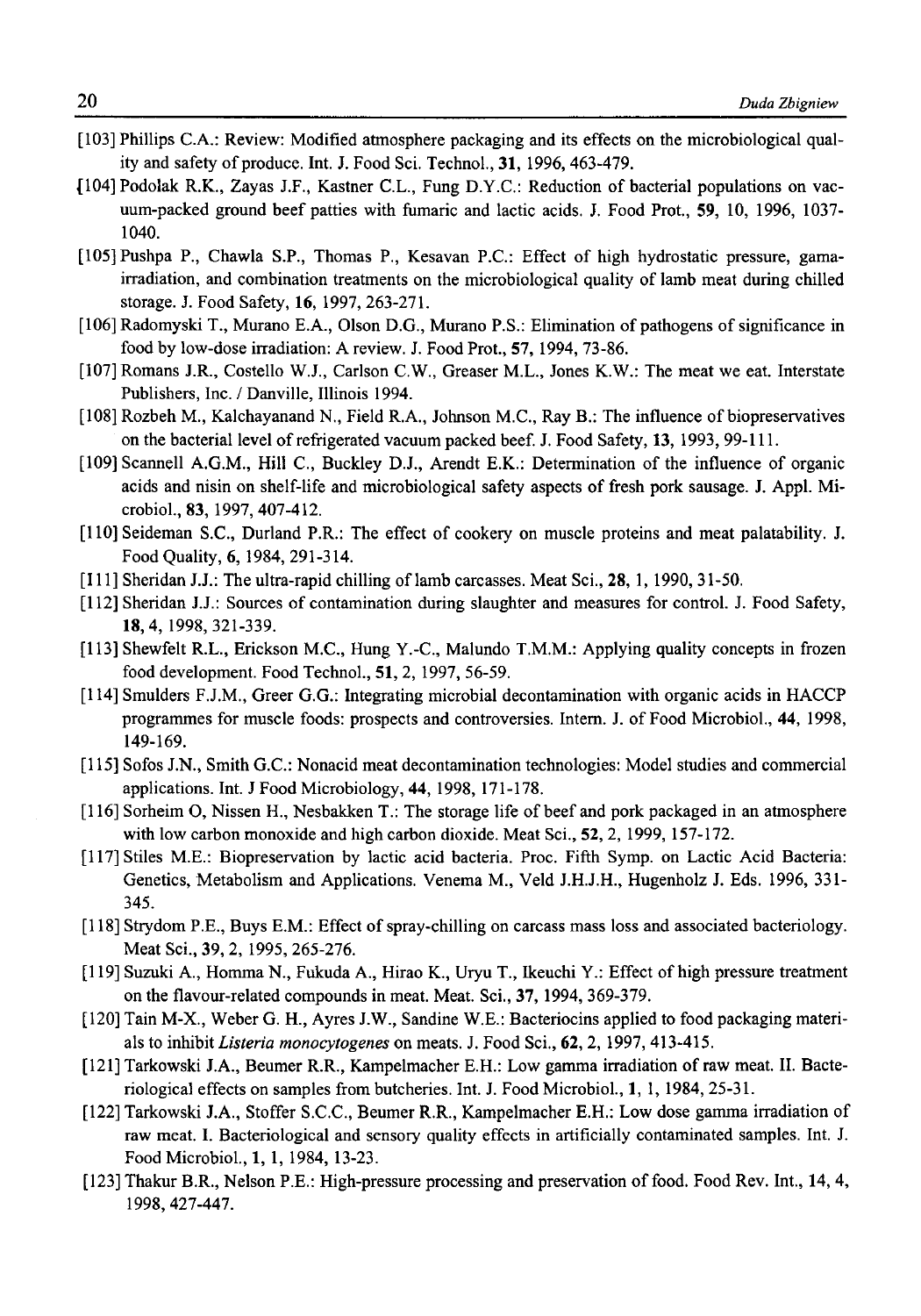[103] Phillips C.A.: Review: Modified atmosphere packaging and its effects on the microbiological quality and safety of produce. Int. J. Food Sci. Technol., **31**, 1996, 463-479.

[104] Podolak R.K., Zayas J.F., Kastner C.L., Fung D.Y.C.: Reduction of bacterial populations on vacuum-packed ground beef patties with fumaric and lactic acids. J. Food Prot., **59**, 10, 1996, 1037-1040.

[105] Pushpa P., Chawla S.P., Thomas P., Kesavan P.C.: Effect of high hydrostatic pressure, gama-irradiation, and combination treatments on the microbiological quality of lamb meat during chilled storage. J. Food Safety, **16**, 1997, 263-271.

[106] Radomyski T., Murano E.A., Olson D.G., Murano P.S.: Elimination of pathogens of significance in food by low-dose irradiation: A review. J. Food Prot., **57**, 1994, 73-86.

[107] Romans J.R., Costello W.J., Carlson C.W., Greaser M.L., Jones K.W.: The meat we eat. Interstate Publishers, Inc. / Danville, Illinois 1994.

[108] Rozbeh M., Kalchayanand N., Field R.A., Johnson M.C., Ray B.: The influence of biopreservatives on the bacterial level of refrigerated vacuum packed beef. J. Food Safety, **13**, 1993, 99-111.

[109] Scannell A.G.M., Hill C., Buckley D.J., Arendt E.K.: Determination of the influence of organic acids and nisin on shelf-life and microbiological safety aspects of fresh pork sausage. J. Appl. Microbiol., **83**, 1997, 407-412.

[110] Seideman S.C., Durland P.R.: The effect of cookery on muscle proteins and meat palatability. J. Food Quality, **6**, 1984, 291-314.

[111] Sheridan J.J.: The ultra-rapid chilling of lamb carcasses. Meat Sci., **28**, 1, 1990, 31-50.

[112] Sheridan J.J.: Sources of contamination during slaughter and measures for control. J. Food Safety, **18**, 4, 1998, 321-339.

[113] Shewfelt R.L., Erickson M.C., Hung Y.-C., Malundo T.M.M.: Applying quality concepts in frozen food development. Food Technol., **51**, 2, 1997, 56-59.

[114] Smulders F.J.M., Greer G.G.: Integrating microbial decontamination with organic acids in HACCP programmes for muscle foods: prospects and controversies. Intern. J. of Food Microbiol., **44**, 1998, 149-169.

[115] Sofos J.N., Smith G.C.: Nonacid meat decontamination technologies: Model studies and commercial applications. Int. J Food Microbiology, **44**, 1998, 171-178.

[116] Sorheim O, Nissen H., Nesbakken T.: The storage life of beef and pork packaged in an atmosphere with low carbon monoxide and high carbon dioxide. Meat Sci., **52**, 2, 1999, 157-172.

[117] Stiles M.E.: Biopreservation by lactic acid bacteria. Proc. Fifth Symp. on Lactic Acid Bacteria: Genetics, Metabolism and Applications. Venema M., Veld J.H.J.H., Hugenholz J. Eds. 1996, 331-345.

[118] Strydom P.E., Buys E.M.: Effect of spray-chilling on carcass mass loss and associated bacteriology. Meat Sci., **39**, 2, 1995, 265-276.

[119] Suzuki A., Homma N., Fukuda A., Hirao K., Uryu T., Ikeuchi Y.: Effect of high pressure treatment on the flavour-related compounds in meat. Meat. Sci., **37**, 1994, 369-379.

[120] Tain M-X., Weber G. H., Ayres J.W., Sandine W.E.: Bacteriocins applied to food packaging materials to inhibit *Listeria monocytogenes* on meats. J. Food Sci., **62**, 2, 1997, 413-415.

[121] Tarkowski J.A., Beumer R.R., Kampelmacher E.H.: Low gamma irradiation of raw meat. II. Bacteriological effects on samples from butcheries. Int. J. Food Microbiol., **1**, 1, 1984, 25-31.

[122] Tarkowski J.A., Stoffer S.C.C., Beumer R.R., Kampelmacher E.H.: Low dose gamma irradiation of raw meat. I. Bacteriological and sensory quality effects in artificially contaminated samples. Int. J. Food Microbiol., **1**, 1, 1984, 13-23.

[123] Thakur B.R., Nelson P.E.: High-pressure processing and preservation of food. Food Rev. Int., **14**, 4, 1998, 427-447.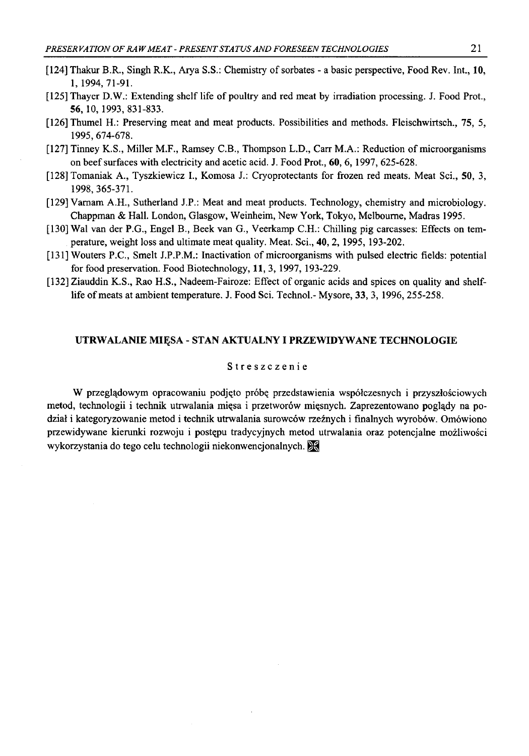[124] Thakur B.R., Singh R.K., Arya S.S.: Chemistry of sorbates - a basic perspective, Food Rev. Int., **10**, 1, 1994, 71-91.

[125] Thayer D.W.: Extending shelf life of poultry and red meat by irradiation processing. J. Food Prot., **56**, 10, 1993, 831-833.

[126] Thumel H.: Preserving meat and meat products. Possibilities and methods. Fleischwirtsch., **75**, 5, 1995, 674-678.

[127] Tinney K.S., Miller M.F., Ramsey C.B., Thompson L.D., Carr M.A.: Reduction of microorganisms on beef surfaces with electricity and acetic acid. J. Food Prot., **60**, 6, 1997, 625-628.

[128] Tomaniak A., Tyszkiewicz I., Komosa J.: Cryoprotectants for frozen red meats. Meat Sci., **50**, 3, 1998, 365-371.

[129] Varnam A.H., Sutherland J.P.: Meat and meat products. Technology, chemistry and microbiology. Chappman & Hall. London, Glasgow, Weinheim, New York, Tokyo, Melbourne, Madras 1995.

[130] Wal van der P.G., Engel B., Beek van G., Veerkamp C.H.: Chilling pig carcasses: Effects on temperature, weight loss and ultimate meat quality. Meat. Sci., **40**, 2, 1995, 193-202.

[131] Wouters P.C., Smelt J.P.P.M.: Inactivation of microorganisms with pulsed electric fields: potential for food preservation. Food Biotechnology, **11**, 3, 1997, 193-229.

[132] Ziauddin K.S., Rao H.S., Nadeem-Fairoze: Effect of organic acids and spices on quality and shelf-life of meats at ambient temperature. J. Food Sci. Technol.- Mysore, **33**, 3, 1996, 255-258.

## UTRWALANIE MIĘSA - STAN AKTUALNY I PRZEWIDYWANE TECHNOLOGIE

### Streszczenie

W przeglądowym opracowaniu podjęto próbę przedstawienia współczesnych i przyszłościowych metod, technologii i technik utrwalania mięsa i przetworów mięsnych. Zaprezentowano poglądy na podział i kategoryzowanie metod i technik utrwalania surowców rzeźnych i finalnych wyrobów. Omówiono przewidywane kierunki rozwoju i postępu tradycyjnych metod utrwalania oraz potencjalne możliwości wykorzystania do tego celu technologii niekonwencjonalnych.